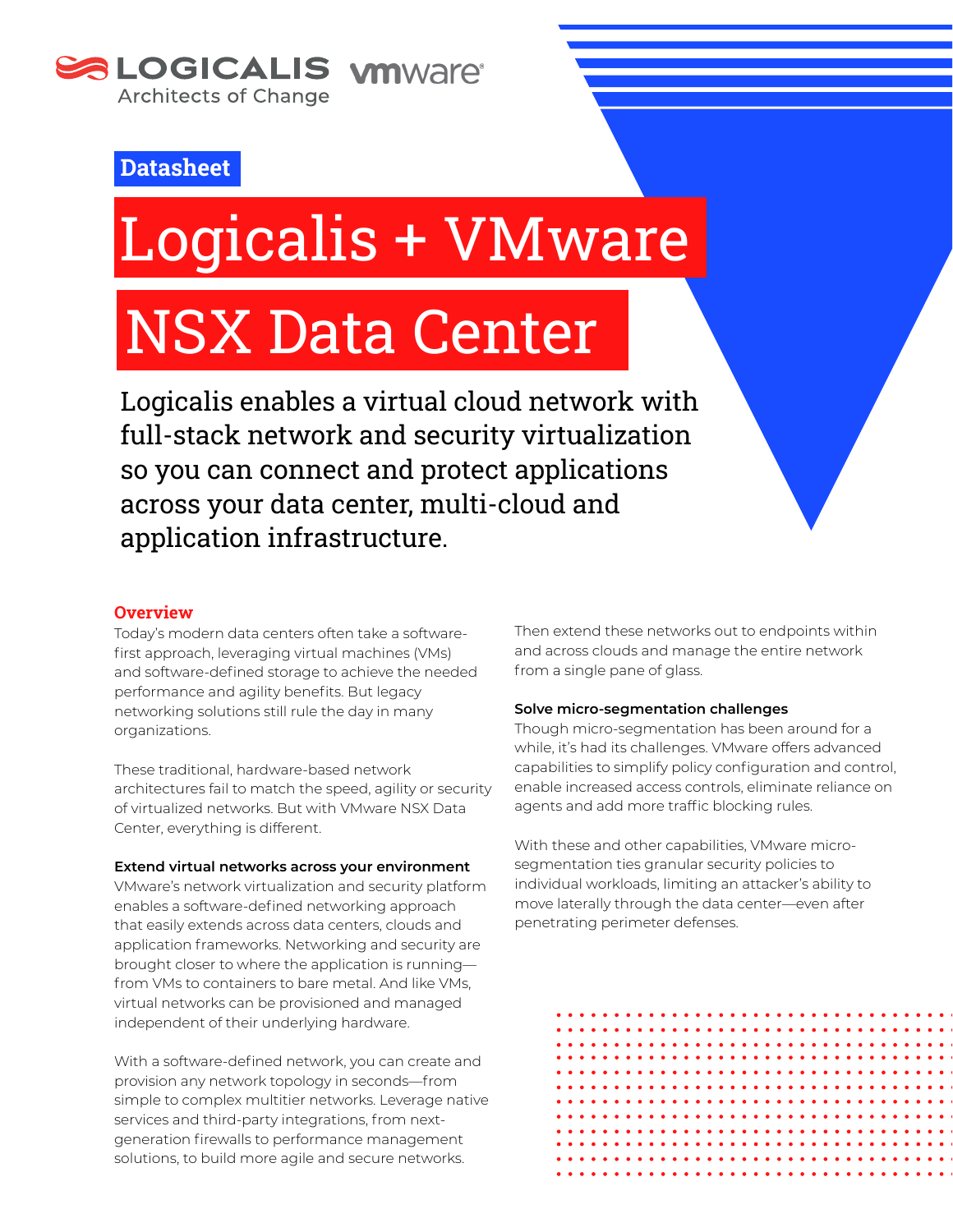LOGICALIS Architects of Change vmware

Datasheet

# Logicalis + VMware NSX Data Center

Logicalis enables a virtual cloud network with full-stack network and security virtualization so you can connect and protect applications across your data center, multi-cloud and application infrastructure.

## Overview

Today's modern data centers often take a software-first approach, leveraging virtual machines (VMs) and software-defined storage to achieve the needed performance and agility benefits. But legacy networking solutions still rule the day in many organizations.

These traditional, hardware-based network architectures fail to match the speed, agility or security of virtualized networks. But with VMware NSX Data Center, everything is different.

### Extend virtual networks across your environment

VMware's network virtualization and security platform enables a software-defined networking approach that easily extends across data centers, clouds and application frameworks. Networking and security are brought closer to where the application is running—from VMs to containers to bare metal. And like VMs, virtual networks can be provisioned and managed independent of their underlying hardware.

With a software-defined network, you can create and provision any network topology in seconds—from simple to complex multitier networks. Leverage native services and third-party integrations, from next-generation firewalls to performance management solutions, to build more agile and secure networks.

Then extend these networks out to endpoints within and across clouds and manage the entire network from a single pane of glass.

### Solve micro-segmentation challenges

Though micro-segmentation has been around for a while, it's had its challenges. VMware offers advanced capabilities to simplify policy configuration and control, enable increased access controls, eliminate reliance on agents and add more traffic blocking rules.

With these and other capabilities, VMware micro-segmentation ties granular security policies to individual workloads, limiting an attacker's ability to move laterally through the data center—even after penetrating perimeter defenses.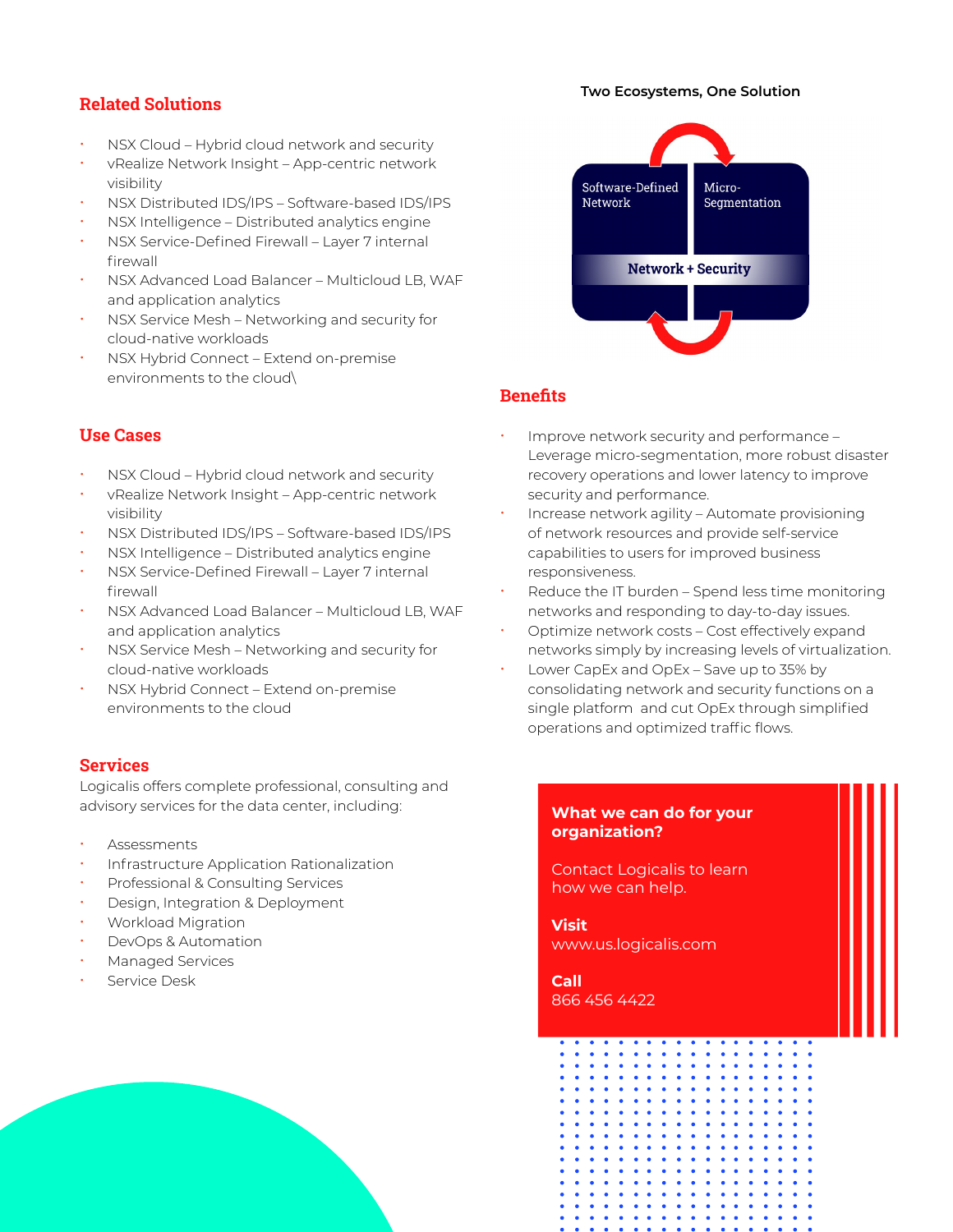## Related Solutions

- NSX Cloud – Hybrid cloud network and security
- vRealize Network Insight – App-centric network visibility
- NSX Distributed IDS/IPS – Software-based IDS/IPS
- NSX Intelligence – Distributed analytics engine
- NSX Service-Defined Firewall – Layer 7 internal firewall
- NSX Advanced Load Balancer – Multicloud LB, WAF and application analytics
- NSX Service Mesh – Networking and security for cloud-native workloads
- NSX Hybrid Connect – Extend on-premise environments to the cloud\

## Use Cases

- NSX Cloud – Hybrid cloud network and security
- vRealize Network Insight – App-centric network visibility
- NSX Distributed IDS/IPS – Software-based IDS/IPS
- NSX Intelligence – Distributed analytics engine
- NSX Service-Defined Firewall – Layer 7 internal firewall
- NSX Advanced Load Balancer – Multicloud LB, WAF and application analytics
- NSX Service Mesh – Networking and security for cloud-native workloads
- NSX Hybrid Connect – Extend on-premise environments to the cloud

## Services

Logicalis offers complete professional, consulting and advisory services for the data center, including:

- Assessments
- Infrastructure Application Rationalization
- Professional & Consulting Services
- Design, Integration & Deployment
- Workload Migration
- DevOps & Automation
- Managed Services
- Service Desk

**Two Ecosystems, One Solution**

Software-Defined Network

Micro-Segmentation

Network + Security

## Benefits

- Improve network security and performance – Leverage micro-segmentation, more robust disaster recovery operations and lower latency to improve security and performance.
- Increase network agility – Automate provisioning of network resources and provide self-service capabilities to users for improved business responsiveness.
- Reduce the IT burden – Spend less time monitoring networks and responding to day-to-day issues.
- Optimize network costs – Cost effectively expand networks simply by increasing levels of virtualization.
- Lower CapEx and OpEx – Save up to 35% by consolidating network and security functions on a single platform and cut OpEx through simplified operations and optimized traffic flows.

**What we can do for your organization?**

Contact Logicalis to learn how we can help.

**Visit**
www.us.logicalis.com

**Call**
866 456 4422